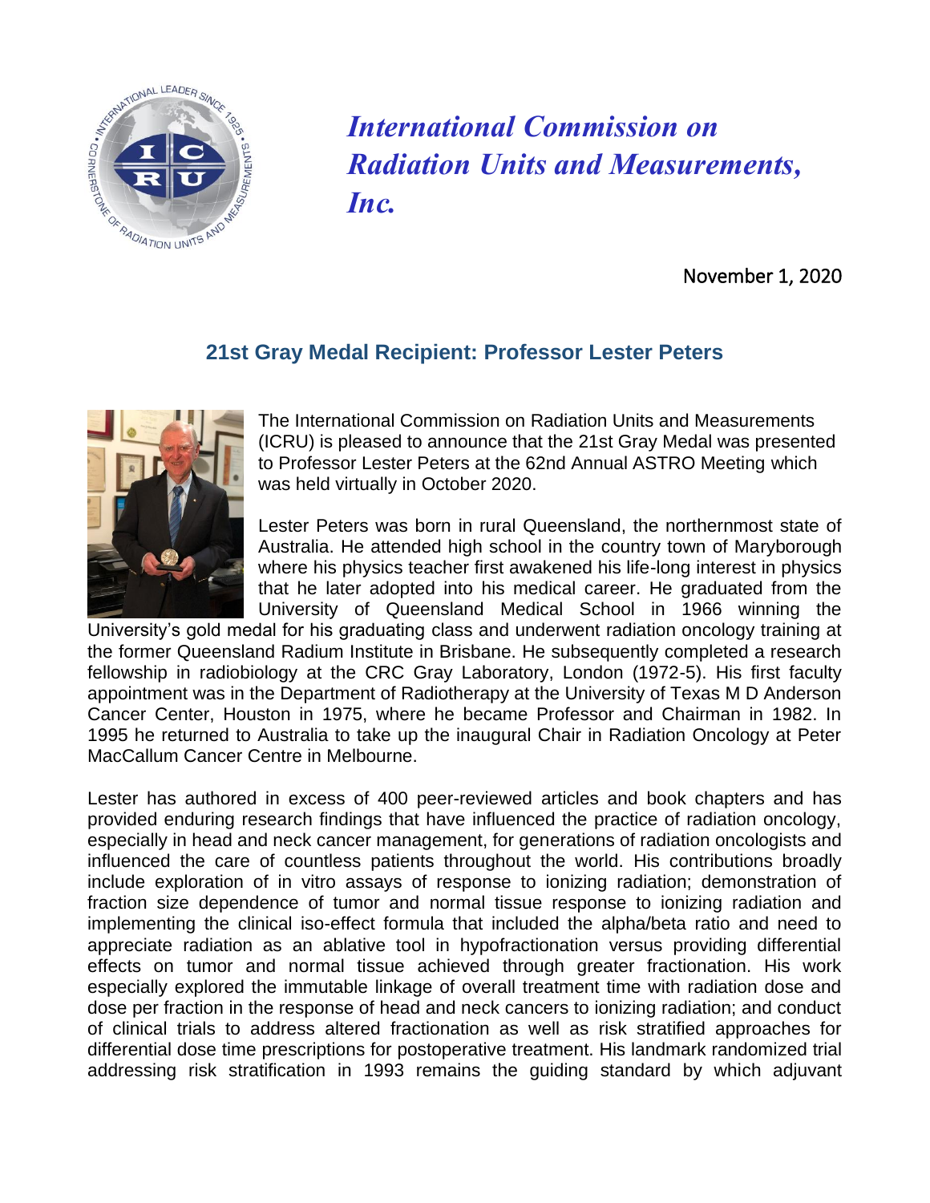*International Commission on Radiation Units and Measurements, Inc.*

November 1, 2020

## 21st Gray Medal Recipient: Professor Lester Peters

The International Commission on Radiation Units and Measurements (ICRU) is pleased to announce that the 21st Gray Medal was presented to Professor Lester Peters at the 62nd Annual ASTRO Meeting which was held virtually in October 2020.

Lester Peters was born in rural Queensland, the northernmost state of Australia. He attended high school in the country town of Maryborough where his physics teacher first awakened his life-long interest in physics that he later adopted into his medical career. He graduated from the University of Queensland Medical School in 1966 winning the University's gold medal for his graduating class and underwent radiation oncology training at the former Queensland Radium Institute in Brisbane. He subsequently completed a research fellowship in radiobiology at the CRC Gray Laboratory, London (1972-5). His first faculty appointment was in the Department of Radiotherapy at the University of Texas M D Anderson Cancer Center, Houston in 1975, where he became Professor and Chairman in 1982. In 1995 he returned to Australia to take up the inaugural Chair in Radiation Oncology at Peter MacCallum Cancer Centre in Melbourne.

Lester has authored in excess of 400 peer-reviewed articles and book chapters and has provided enduring research findings that have influenced the practice of radiation oncology, especially in head and neck cancer management, for generations of radiation oncologists and influenced the care of countless patients throughout the world. His contributions broadly include exploration of in vitro assays of response to ionizing radiation; demonstration of fraction size dependence of tumor and normal tissue response to ionizing radiation and implementing the clinical iso-effect formula that included the alpha/beta ratio and need to appreciate radiation as an ablative tool in hypofractionation versus providing differential effects on tumor and normal tissue achieved through greater fractionation. His work especially explored the immutable linkage of overall treatment time with radiation dose and dose per fraction in the response of head and neck cancers to ionizing radiation; and conduct of clinical trials to address altered fractionation as well as risk stratified approaches for differential dose time prescriptions for postoperative treatment. His landmark randomized trial addressing risk stratification in 1993 remains the guiding standard by which adjuvant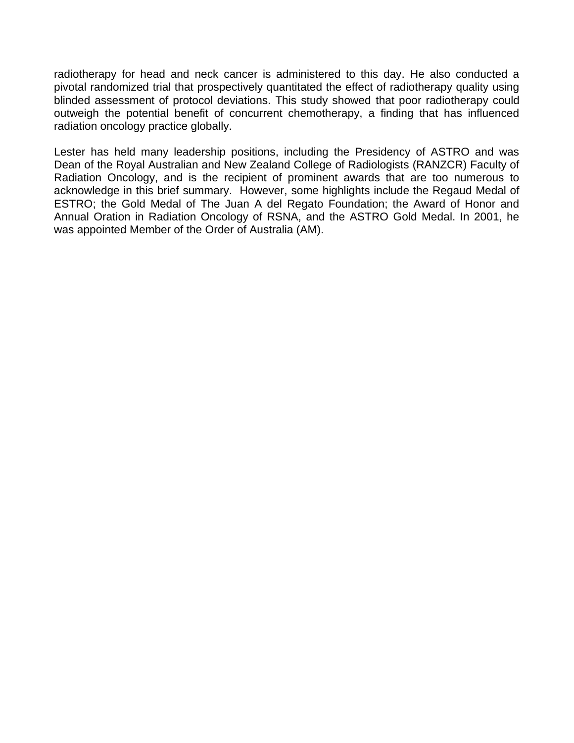radiotherapy for head and neck cancer is administered to this day. He also conducted a pivotal randomized trial that prospectively quantitated the effect of radiotherapy quality using blinded assessment of protocol deviations. This study showed that poor radiotherapy could outweigh the potential benefit of concurrent chemotherapy, a finding that has influenced radiation oncology practice globally.

Lester has held many leadership positions, including the Presidency of ASTRO and was Dean of the Royal Australian and New Zealand College of Radiologists (RANZCR) Faculty of Radiation Oncology, and is the recipient of prominent awards that are too numerous to acknowledge in this brief summary. However, some highlights include the Regaud Medal of ESTRO; the Gold Medal of The Juan A del Regato Foundation; the Award of Honor and Annual Oration in Radiation Oncology of RSNA, and the ASTRO Gold Medal. In 2001, he was appointed Member of the Order of Australia (AM).